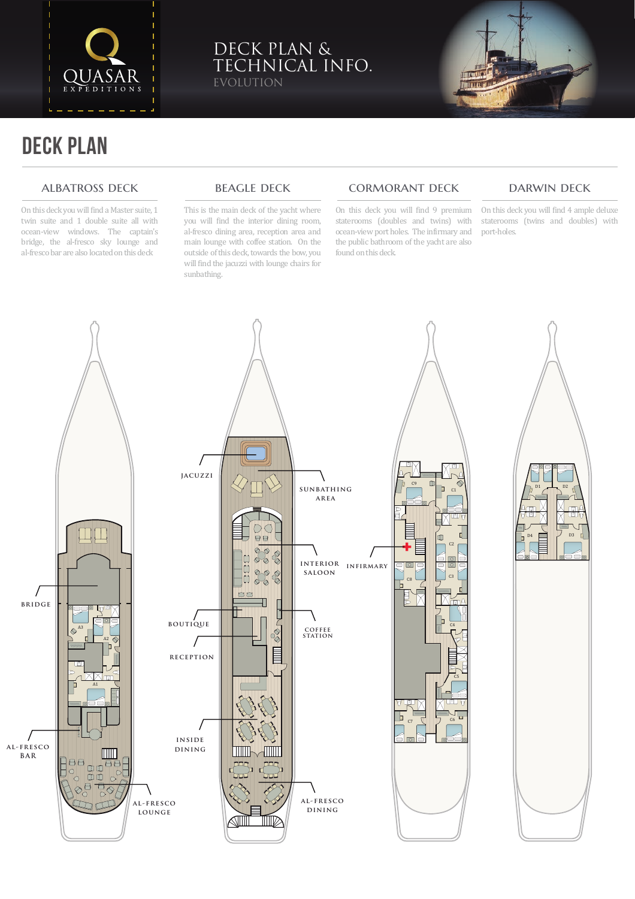# DECK PLAN & TECHNICAL INFO.

EVOLUTION

## DECK PLAN

### ALBATROSS DECK

On this deck you will find a Master suite, 1 twin suite and 1 double suite all with ocean-view windows. The captain's bridge, the al-fresco sky lounge and al-fresco bar are also located on this deck

### BEAGLE DECK

This is the main deck of the yacht where you will find the interior dining room, al-fresco dining area, reception area and main lounge with coffee station. On the outside of this deck, towards the bow, you will find the jacuzzi with lounge chairs for sunbathing.

### CORMORANT DECK

On this deck you will find 9 premium staterooms (doubles and twins) with ocean-view port holes. The infirmary and the public bathroom of the yacht are also found on this deck.

### DARWIN DECK

On this deck you will find 4 ample deluxe staterooms (twins and doubles) with port-holes.

BRIDGE

AL-FRESCO BAR

AL-FRESCO LOUNGE

JACUZZI

SUNBATHING AREA

INTERIOR SALOON

BOUTIQUE

RECEPTION

COFFEE STATION

INSIDE DINING

AL-FRESCO DINING

INFIRMARY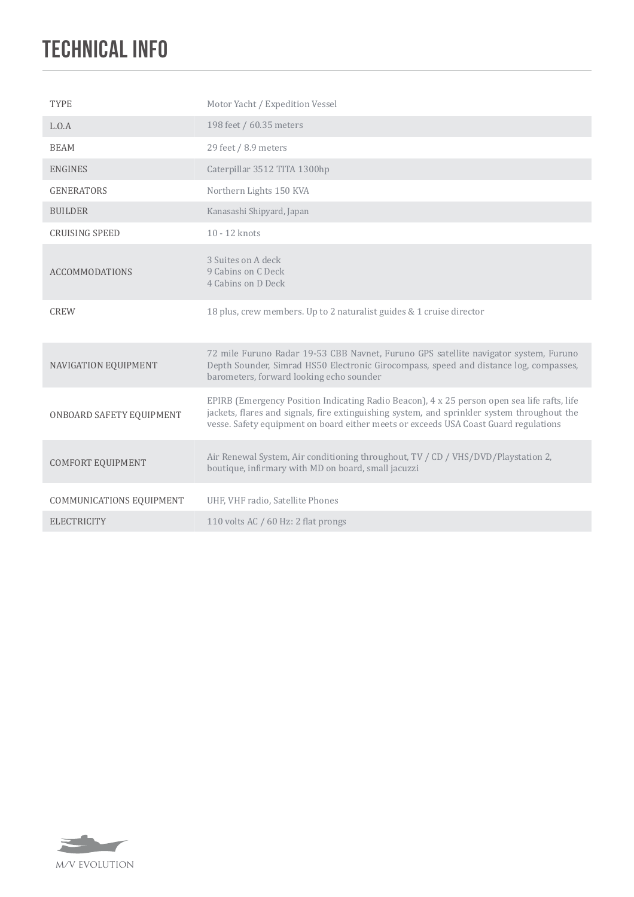# TECHNICAL INFO

| | |
|---|---|
| TYPE | Motor Yacht / Expedition Vessel |
| L.O.A | 198 feet / 60.35 meters |
| BEAM | 29 feet / 8.9 meters |
| ENGINES | Caterpillar 3512 TITA 1300hp |
| GENERATORS | Northern Lights 150 KVA |
| BUILDER | Kanasashi Shipyard, Japan |
| CRUISING SPEED | 10 - 12 knots |
| ACCOMMODATIONS | 3 Suites on A deck<br>9 Cabins on C Deck<br>4 Cabins on D Deck |
| CREW | 18 plus, crew members. Up to 2 naturalist guides & 1 cruise director |
| NAVIGATION EQUIPMENT | 72 mile Furuno Radar 19-53 CBB Navnet, Furuno GPS satellite navigator system, Furuno Depth Sounder, Simrad HS50 Electronic Girocompass, speed and distance log, compasses, barometers, forward looking echo sounder |
| ONBOARD SAFETY EQUIPMENT | EPIRB (Emergency Position Indicating Radio Beacon), 4 x 25 person open sea life rafts, life jackets, flares and signals, fire extinguishing system, and sprinkler system throughout the vesse. Safety equipment on board either meets or exceeds USA Coast Guard regulations |
| COMFORT EQUIPMENT | Air Renewal System, Air conditioning throughout, TV / CD / VHS/DVD/Playstation 2, boutique, infirmary with MD on board, small jacuzzi |
| COMMUNICATIONS EQUIPMENT | UHF, VHF radio, Satellite Phones |
| ELECTRICITY | 110 volts AC / 60 Hz: 2 flat prongs |

M/V EVOLUTION